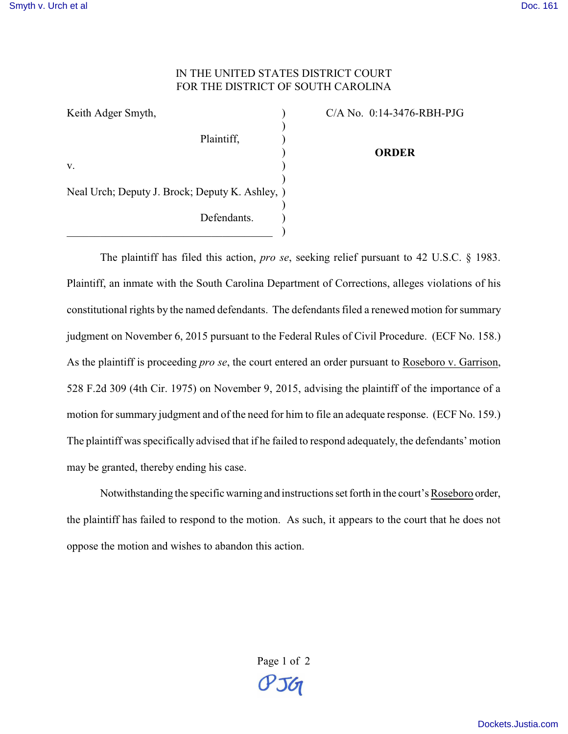IN THE UNITED STATES DISTRICT COURT
FOR THE DISTRICT OF SOUTH CAROLINA

| | | |
|---|---|---|
| Keith Adger Smyth, Plaintiff, v. Neal Urch; Deputy J. Brock; Deputy K. Ashley, Defendants. | ) | C/A No. 0:14-3476-RBH-PJG **ORDER** |

The plaintiff has filed this action, *pro se*, seeking relief pursuant to 42 U.S.C. § 1983. Plaintiff, an inmate with the South Carolina Department of Corrections, alleges violations of his constitutional rights by the named defendants. The defendants filed a renewed motion for summary judgment on November 6, 2015 pursuant to the Federal Rules of Civil Procedure. (ECF No. 158.) As the plaintiff is proceeding *pro se*, the court entered an order pursuant to Roseboro v. Garrison, 528 F.2d 309 (4th Cir. 1975) on November 9, 2015, advising the plaintiff of the importance of a motion for summary judgment and of the need for him to file an adequate response. (ECF No. 159.) The plaintiff was specifically advised that if he failed to respond adequately, the defendants' motion may be granted, thereby ending his case.

Notwithstanding the specific warning and instructions set forth in the court's Roseboro order, the plaintiff has failed to respond to the motion. As such, it appears to the court that he does not oppose the motion and wishes to abandon this action.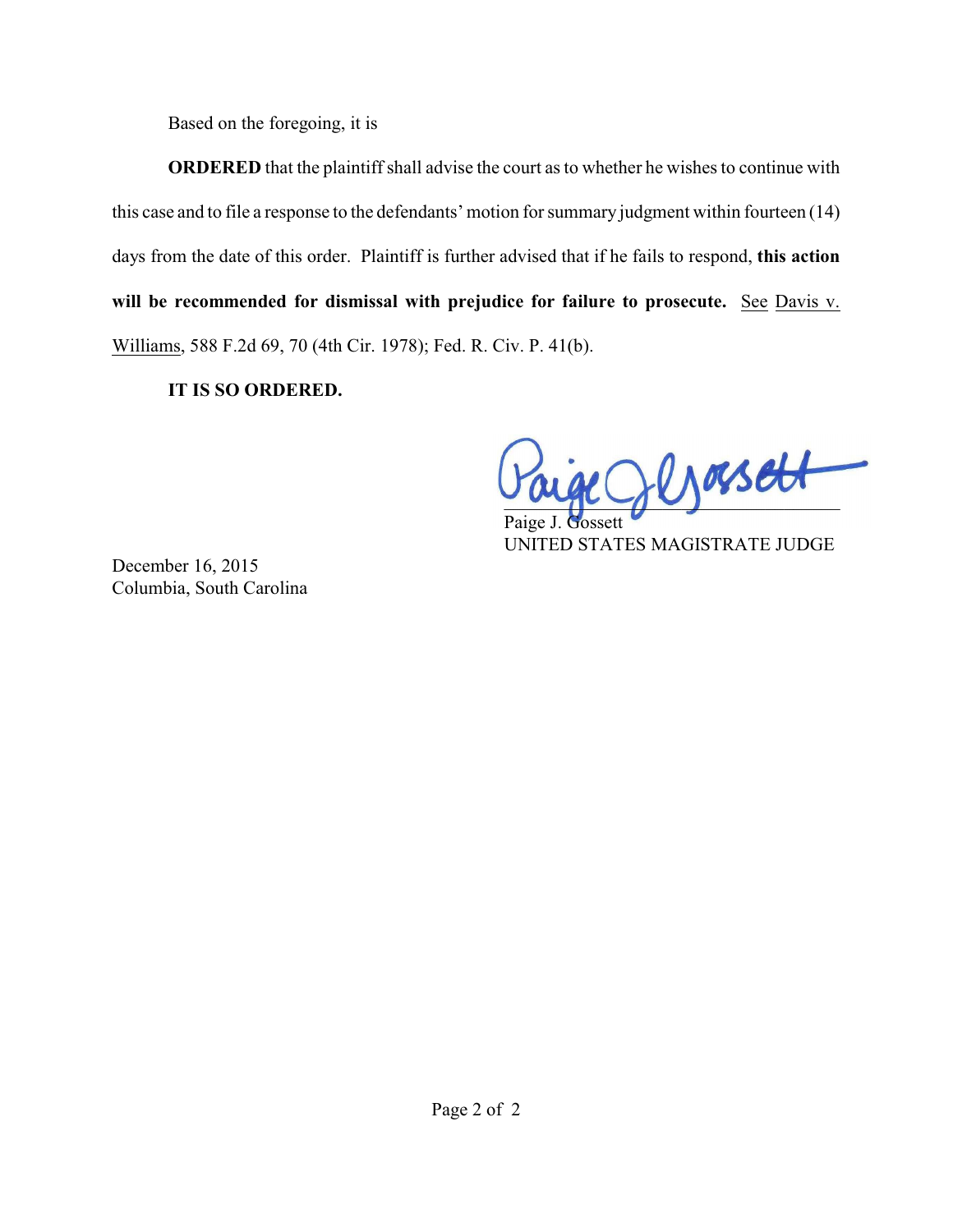Based on the foregoing, it is

**ORDERED** that the plaintiff shall advise the court as to whether he wishes to continue with this case and to file a response to the defendants' motion for summary judgment within fourteen (14) days from the date of this order. Plaintiff is further advised that if he fails to respond, **this action will be recommended for dismissal with prejudice for failure to prosecute.** See Davis v. Williams, 588 F.2d 69, 70 (4th Cir. 1978); Fed. R. Civ. P. 41(b).

**IT IS SO ORDERED.**

Paige J. Gossett
UNITED STATES MAGISTRATE JUDGE

December 16, 2015
Columbia, South Carolina